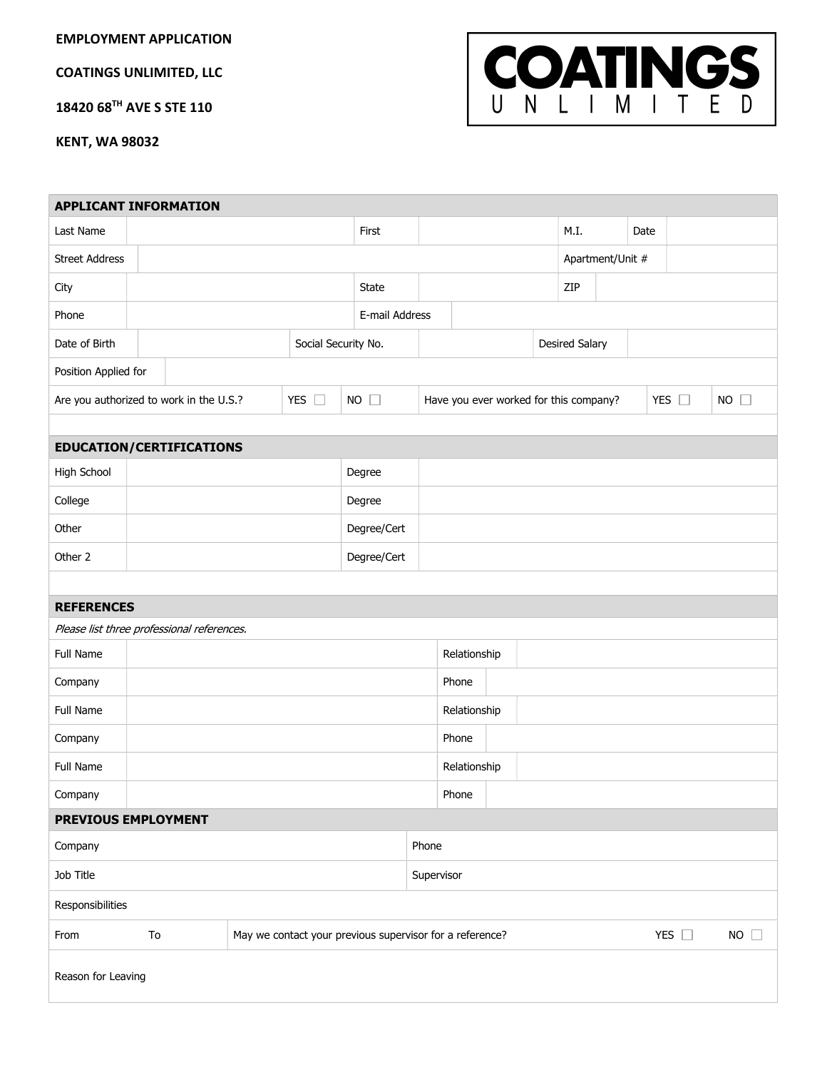**EMPLOYMENT APPLICATION**

**COATINGS UNLIMITED, LLC**

**18420 68TH AVE S STE 110**

**KENT, WA 98032**

COATINGS UNLIMITED

| **APPLICANT INFORMATION** | | | | | | | |
|---|---|---|---|---|---|---|---|
| Last Name | | First | | M.I. | | Date | |
| Street Address | | | | Apartment/Unit # | | | |
| City | | State | | ZIP | | | |
| Phone | | E-mail Address | | | | | |
| Date of Birth | | Social Security No. | | Desired Salary | | | |
| Position Applied for | | | | | | | |
| Are you authorized to work in the U.S.? | YES ☐ | NO ☐ | Have you ever worked for this company? | YES ☐ | NO ☐ | | |

| **EDUCATION/CERTIFICATIONS** | | | |
|---|---|---|---|
| High School | | Degree | |
| College | | Degree | |
| Other | | Degree/Cert | |
| Other 2 | | Degree/Cert | |

| **REFERENCES** | | | |
|---|---|---|---|
| *Please list three professional references.* | | | |
| Full Name | | Relationship | |
| Company | | Phone | |
| Full Name | | Relationship | |
| Company | | Phone | |
| Full Name | | Relationship | |
| Company | | Phone | |

| **PREVIOUS EMPLOYMENT** | | | | |
|---|---|---|---|---|
| Company | | Phone | | |
| Job Title | | Supervisor | | |
| Responsibilities | | | | |
| From | To | May we contact your previous supervisor for a reference? | YES ☐ | NO ☐ |
| Reason for Leaving | | | | |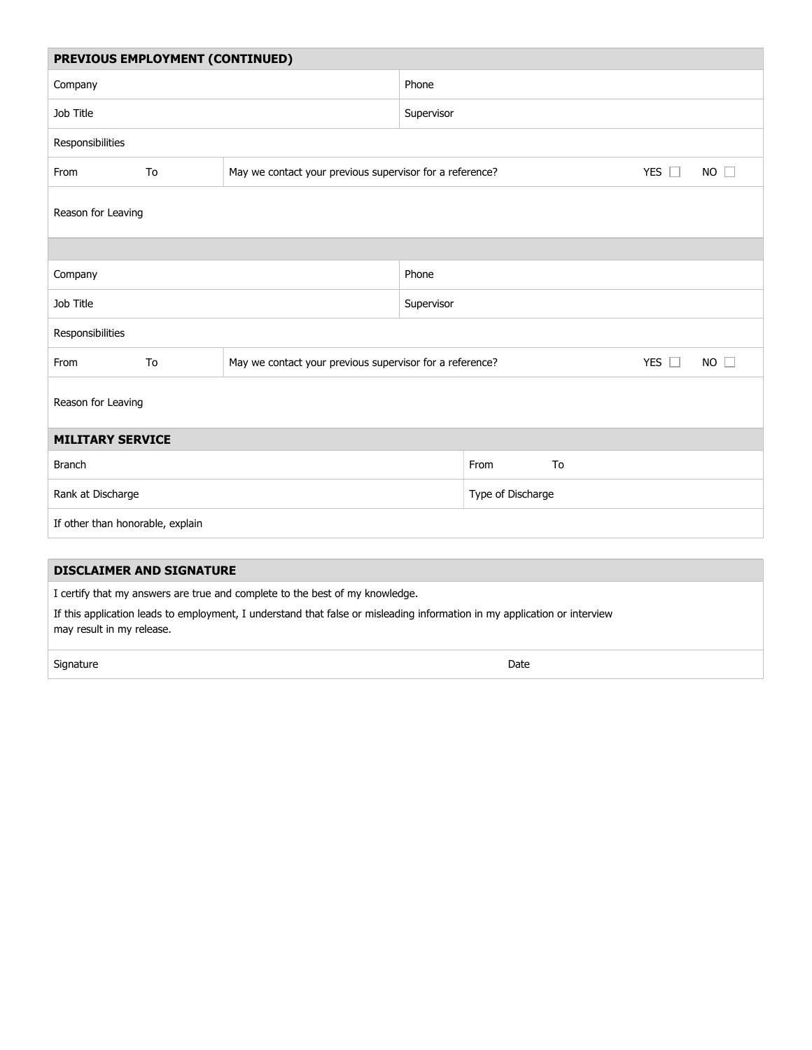## PREVIOUS EMPLOYMENT (CONTINUED)

| | | | |
|---|---|---|---|
| Company | | Phone | |
| Job Title | | Supervisor | |
| Responsibilities | | | |
| From | To | May we contact your previous supervisor for a reference? | YES ☐ NO ☐ |
| Reason for Leaving | | | |

| | | | |
|---|---|---|---|
| Company | | Phone | |
| Job Title | | Supervisor | |
| Responsibilities | | | |
| From | To | May we contact your previous supervisor for a reference? | YES ☐ NO ☐ |
| Reason for Leaving | | | |

## MILITARY SERVICE

| | | |
|---|---|---|
| Branch | From | To |
| Rank at Discharge | Type of Discharge | |
| If other than honorable, explain | | |

## DISCLAIMER AND SIGNATURE

I certify that my answers are true and complete to the best of my knowledge.

If this application leads to employment, I understand that false or misleading information in my application or interview may result in my release.

| | |
|---|---|
| Signature | Date |